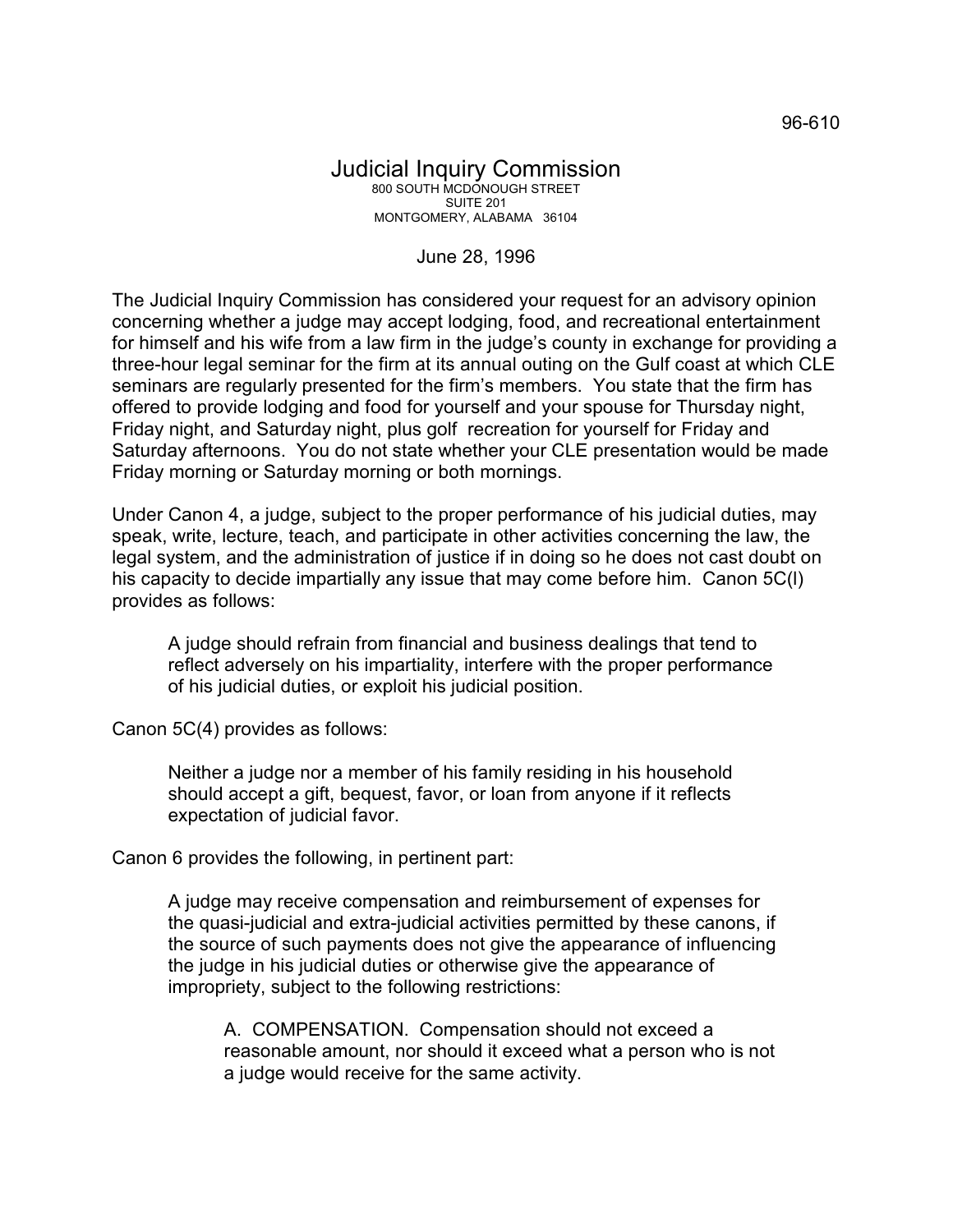96-610

# Judicial Inquiry Commission

800 SOUTH MCDONOUGH STREET
SUITE 201
MONTGOMERY, ALABAMA 36104

June 28, 1996

The Judicial Inquiry Commission has considered your request for an advisory opinion concerning whether a judge may accept lodging, food, and recreational entertainment for himself and his wife from a law firm in the judge's county in exchange for providing a three-hour legal seminar for the firm at its annual outing on the Gulf coast at which CLE seminars are regularly presented for the firm's members. You state that the firm has offered to provide lodging and food for yourself and your spouse for Thursday night, Friday night, and Saturday night, plus golf recreation for yourself for Friday and Saturday afternoons. You do not state whether your CLE presentation would be made Friday morning or Saturday morning or both mornings.

Under Canon 4, a judge, subject to the proper performance of his judicial duties, may speak, write, lecture, teach, and participate in other activities concerning the law, the legal system, and the administration of justice if in doing so he does not cast doubt on his capacity to decide impartially any issue that may come before him. Canon 5C(l) provides as follows:

> A judge should refrain from financial and business dealings that tend to reflect adversely on his impartiality, interfere with the proper performance of his judicial duties, or exploit his judicial position.

Canon 5C(4) provides as follows:

> Neither a judge nor a member of his family residing in his household should accept a gift, bequest, favor, or loan from anyone if it reflects expectation of judicial favor.

Canon 6 provides the following, in pertinent part:

> A judge may receive compensation and reimbursement of expenses for the quasi-judicial and extra-judicial activities permitted by these canons, if the source of such payments does not give the appearance of influencing the judge in his judicial duties or otherwise give the appearance of impropriety, subject to the following restrictions:
>
> > A. COMPENSATION. Compensation should not exceed a reasonable amount, nor should it exceed what a person who is not a judge would receive for the same activity.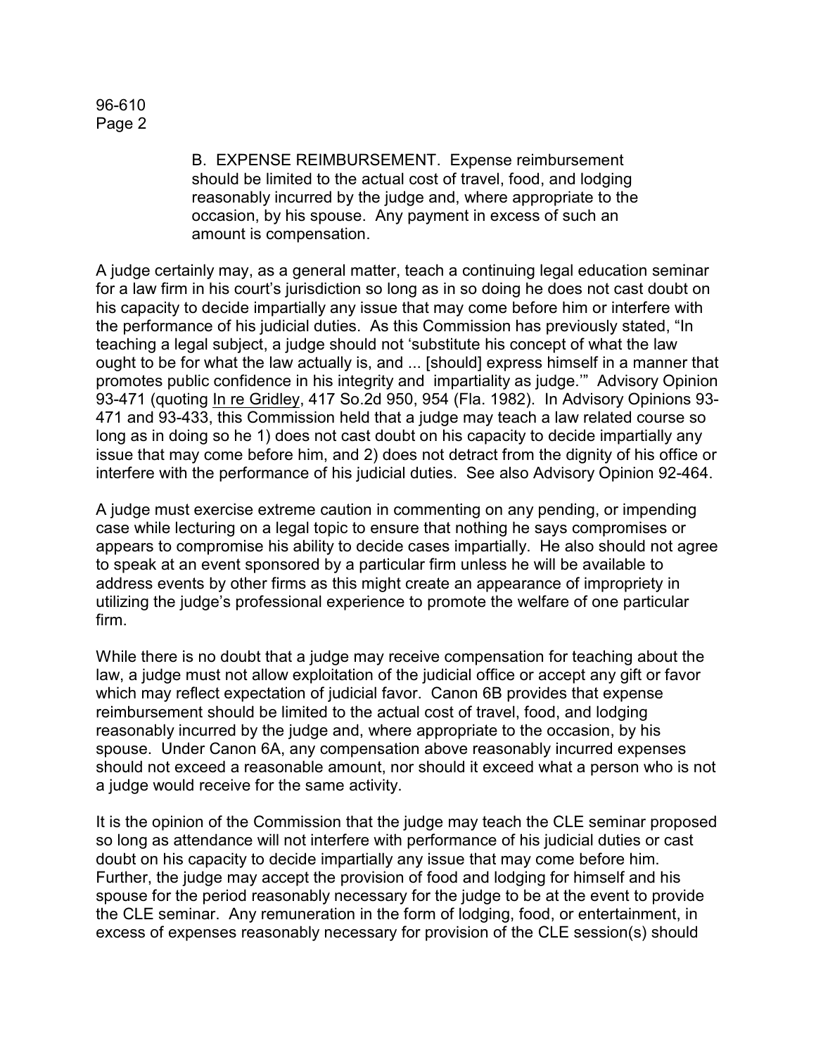B. EXPENSE REIMBURSEMENT. Expense reimbursement should be limited to the actual cost of travel, food, and lodging reasonably incurred by the judge and, where appropriate to the occasion, by his spouse. Any payment in excess of such an amount is compensation.

A judge certainly may, as a general matter, teach a continuing legal education seminar for a law firm in his court's jurisdiction so long as in so doing he does not cast doubt on his capacity to decide impartially any issue that may come before him or interfere with the performance of his judicial duties. As this Commission has previously stated, "In teaching a legal subject, a judge should not 'substitute his concept of what the law ought to be for what the law actually is, and ... [should] express himself in a manner that promotes public confidence in his integrity and impartiality as judge.'" Advisory Opinion 93-471 (quoting In re Gridley, 417 So.2d 950, 954 (Fla. 1982). In Advisory Opinions 93-471 and 93-433, this Commission held that a judge may teach a law related course so long as in doing so he 1) does not cast doubt on his capacity to decide impartially any issue that may come before him, and 2) does not detract from the dignity of his office or interfere with the performance of his judicial duties. See also Advisory Opinion 92-464.

A judge must exercise extreme caution in commenting on any pending, or impending case while lecturing on a legal topic to ensure that nothing he says compromises or appears to compromise his ability to decide cases impartially. He also should not agree to speak at an event sponsored by a particular firm unless he will be available to address events by other firms as this might create an appearance of impropriety in utilizing the judge's professional experience to promote the welfare of one particular firm.

While there is no doubt that a judge may receive compensation for teaching about the law, a judge must not allow exploitation of the judicial office or accept any gift or favor which may reflect expectation of judicial favor. Canon 6B provides that expense reimbursement should be limited to the actual cost of travel, food, and lodging reasonably incurred by the judge and, where appropriate to the occasion, by his spouse. Under Canon 6A, any compensation above reasonably incurred expenses should not exceed a reasonable amount, nor should it exceed what a person who is not a judge would receive for the same activity.

It is the opinion of the Commission that the judge may teach the CLE seminar proposed so long as attendance will not interfere with performance of his judicial duties or cast doubt on his capacity to decide impartially any issue that may come before him. Further, the judge may accept the provision of food and lodging for himself and his spouse for the period reasonably necessary for the judge to be at the event to provide the CLE seminar. Any remuneration in the form of lodging, food, or entertainment, in excess of expenses reasonably necessary for provision of the CLE session(s) should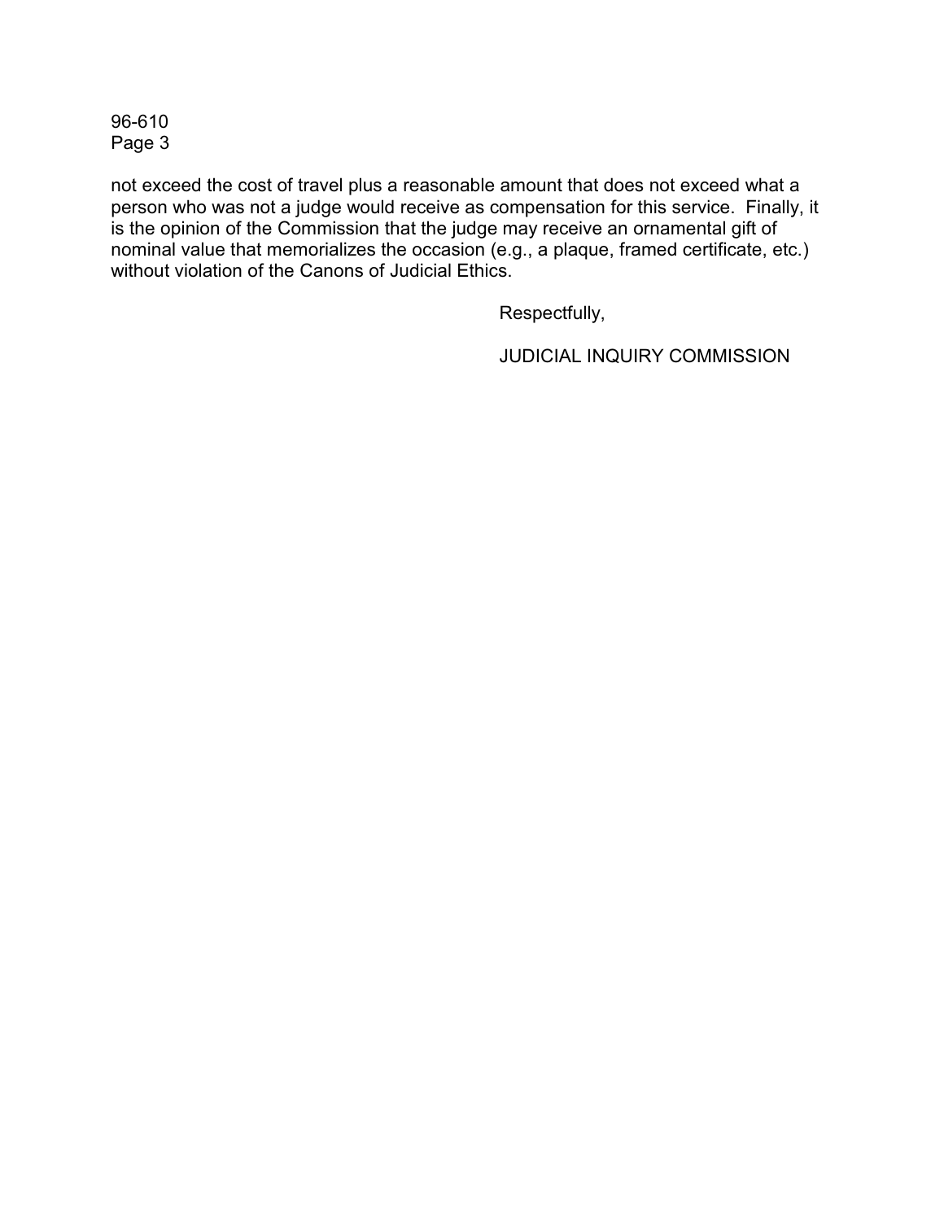not exceed the cost of travel plus a reasonable amount that does not exceed what a person who was not a judge would receive as compensation for this service. Finally, it is the opinion of the Commission that the judge may receive an ornamental gift of nominal value that memorializes the occasion (e.g., a plaque, framed certificate, etc.) without violation of the Canons of Judicial Ethics.

Respectfully,

JUDICIAL INQUIRY COMMISSION